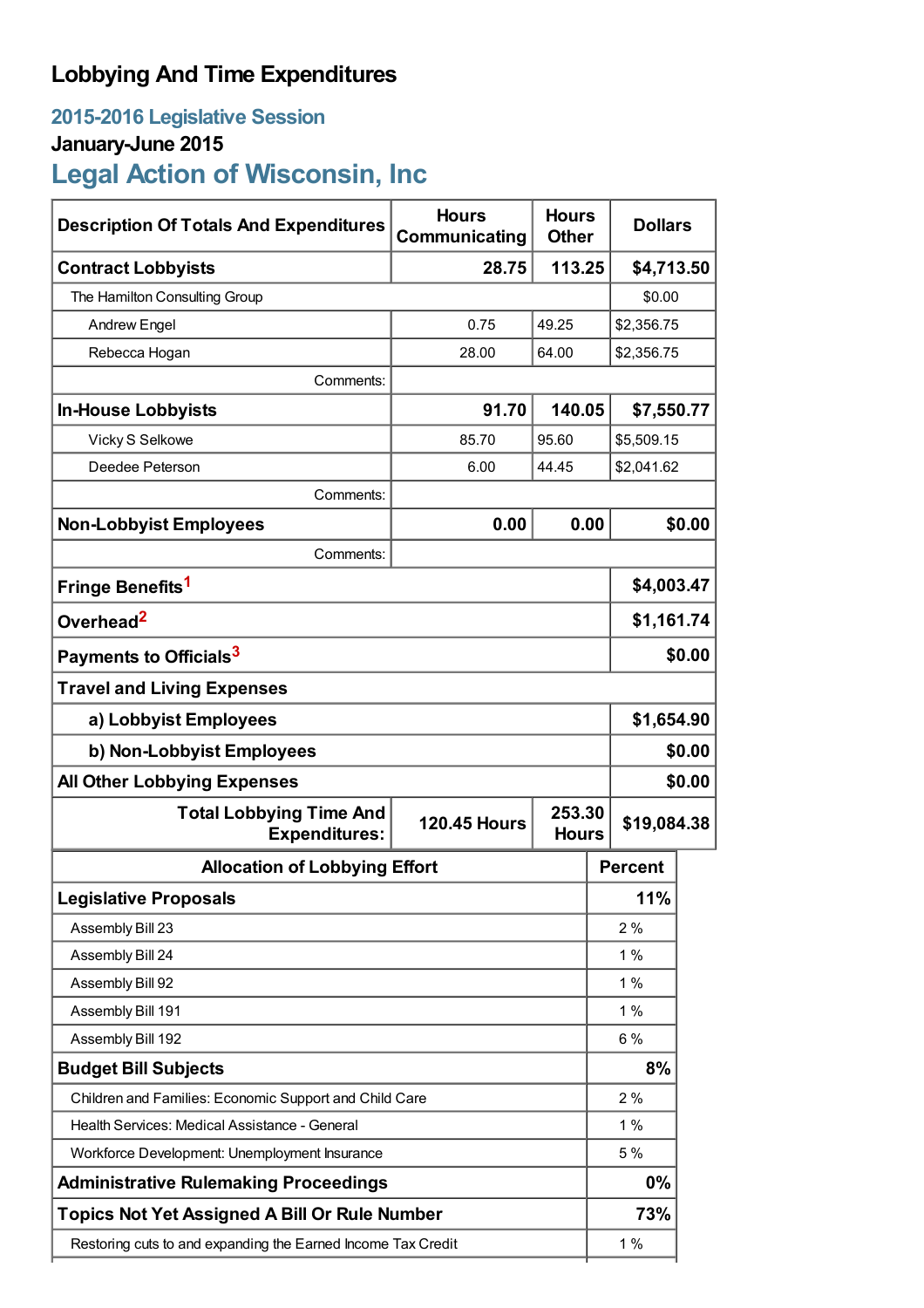# Lobbying And Time Expenditures

## 2015-2016 Legislative Session

### January-June 2015

## Legal Action of Wisconsin, Inc

| Description Of Totals And Expenditures | Hours Communicating | Hours Other | Dollars |
|---|---|---|---|
| **Contract Lobbyists** | **28.75** | **113.25** | **$4,713.50** |
| The Hamilton Consulting Group | | | $0.00 |
| Andrew Engel | 0.75 | 49.25 | $2,356.75 |
| Rebecca Hogan | 28.00 | 64.00 | $2,356.75 |
| Comments: | | | |
| **In-House Lobbyists** | **91.70** | **140.05** | **$7,550.77** |
| Vicky S Selkowe | 85.70 | 95.60 | $5,509.15 |
| Deedee Peterson | 6.00 | 44.45 | $2,041.62 |
| Comments: | | | |
| **Non-Lobbyist Employees** | **0.00** | **0.00** | **$0.00** |
| Comments: | | | |
| **Fringe Benefits**[1] | | | **$4,003.47** |
| **Overhead**[2] | | | **$1,161.74** |
| **Payments to Officials**[3] | | | **$0.00** |
| **Travel and Living Expenses** | | | |
| **a) Lobbyist Employees** | | | **$1,654.90** |
| **b) Non-Lobbyist Employees** | | | **$0.00** |
| **All Other Lobbying Expenses** | | | **$0.00** |
| **Total Lobbying Time And Expenditures:** | **120.45 Hours** | **253.30 Hours** | **$19,084.38** |

| Allocation of Lobbying Effort | Percent |
|---|---|
| **Legislative Proposals** | **11%** |
| Assembly Bill 23 | 2 % |
| Assembly Bill 24 | 1 % |
| Assembly Bill 92 | 1 % |
| Assembly Bill 191 | 1 % |
| Assembly Bill 192 | 6 % |
| **Budget Bill Subjects** | **8%** |
| Children and Families: Economic Support and Child Care | 2 % |
| Health Services: Medical Assistance - General | 1 % |
| Workforce Development: Unemployment Insurance | 5 % |
| **Administrative Rulemaking Proceedings** | **0%** |
| **Topics Not Yet Assigned A Bill Or Rule Number** | **73%** |
| Restoring cuts to and expanding the Earned Income Tax Credit | 1 % |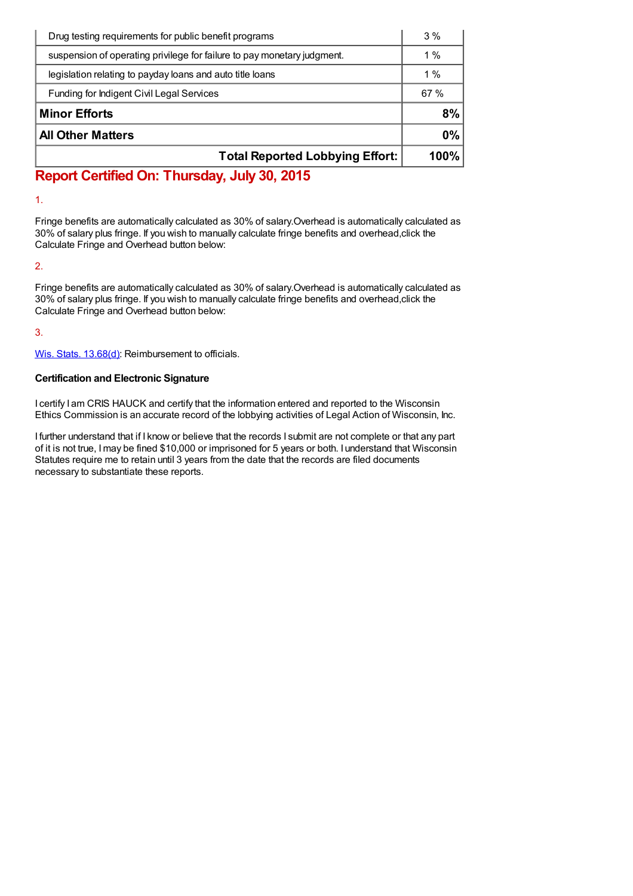| | |
|---|---|
| Drug testing requirements for public benefit programs | 3 % |
| suspension of operating privilege for failure to pay monetary judgment. | 1 % |
| legislation relating to payday loans and auto title loans | 1 % |
| Funding for Indigent Civil Legal Services | 67 % |
| **Minor Efforts** | **8%** |
| **All Other Matters** | **0%** |
| **Total Reported Lobbying Effort:** | **100%** |

## Report Certified On: Thursday, July 30, 2015

1.

Fringe benefits are automatically calculated as 30% of salary.Overhead is automatically calculated as 30% of salary plus fringe. If you wish to manually calculate fringe benefits and overhead,click the Calculate Fringe and Overhead button below:

2.

Fringe benefits are automatically calculated as 30% of salary.Overhead is automatically calculated as 30% of salary plus fringe. If you wish to manually calculate fringe benefits and overhead,click the Calculate Fringe and Overhead button below:

3.

Wis. Stats. 13.68(d): Reimbursement to officials.

**Certification and Electronic Signature**

I certify I am CRIS HAUCK and certify that the information entered and reported to the Wisconsin Ethics Commission is an accurate record of the lobbying activities of Legal Action of Wisconsin, Inc.

I further understand that if I know or believe that the records I submit are not complete or that any part of it is not true, I may be fined $10,000 or imprisoned for 5 years or both. I understand that Wisconsin Statutes require me to retain until 3 years from the date that the records are filed documents necessary to substantiate these reports.